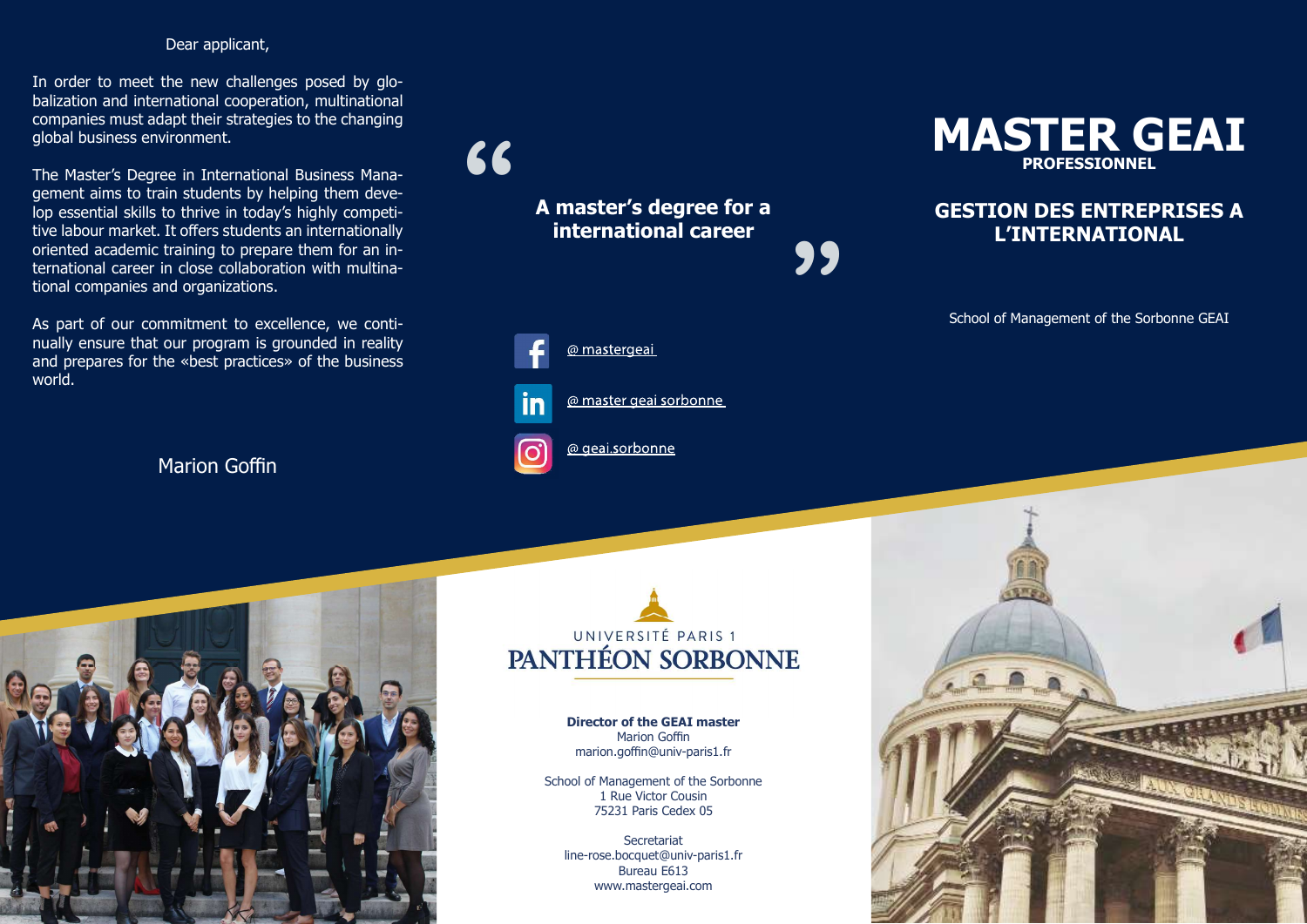Dear applicant,

In order to meet the new challenges posed by globalization and international cooperation, multinational companies must adapt their strategies to the changing global business environment.

The Master's Degree in International Business Management aims to train students by helping them develop essential skills to thrive in today's highly competitive labour market. It offers students an internationally oriented academic training to prepare them for an international career in close collaboration with multinational companies and organizations.

As part of our commitment to excellence, we continually ensure that our program is grounded in reality and prepares for the «best practices» of the business world.

Marion Goffin

> "A master's degree for a international career"

@ mastergeai

@ master geai sorbonne

@ geai.sorbonne

UNIVERSITÉ PARIS 1
PANTHÉON SORBONNE

**Director of the GEAI master**
Marion Goffin
marion.goffin@univ-paris1.fr

School of Management of the Sorbonne
1 Rue Victor Cousin
75231 Paris Cedex 05

Secretariat
line-rose.bocquet@univ-paris1.fr
Bureau E613
www.mastergeai.com

# MASTER GEAI
**PROFESSIONNEL**

## GESTION DES ENTREPRISES A L'INTERNATIONAL

School of Management of the Sorbonne GEAI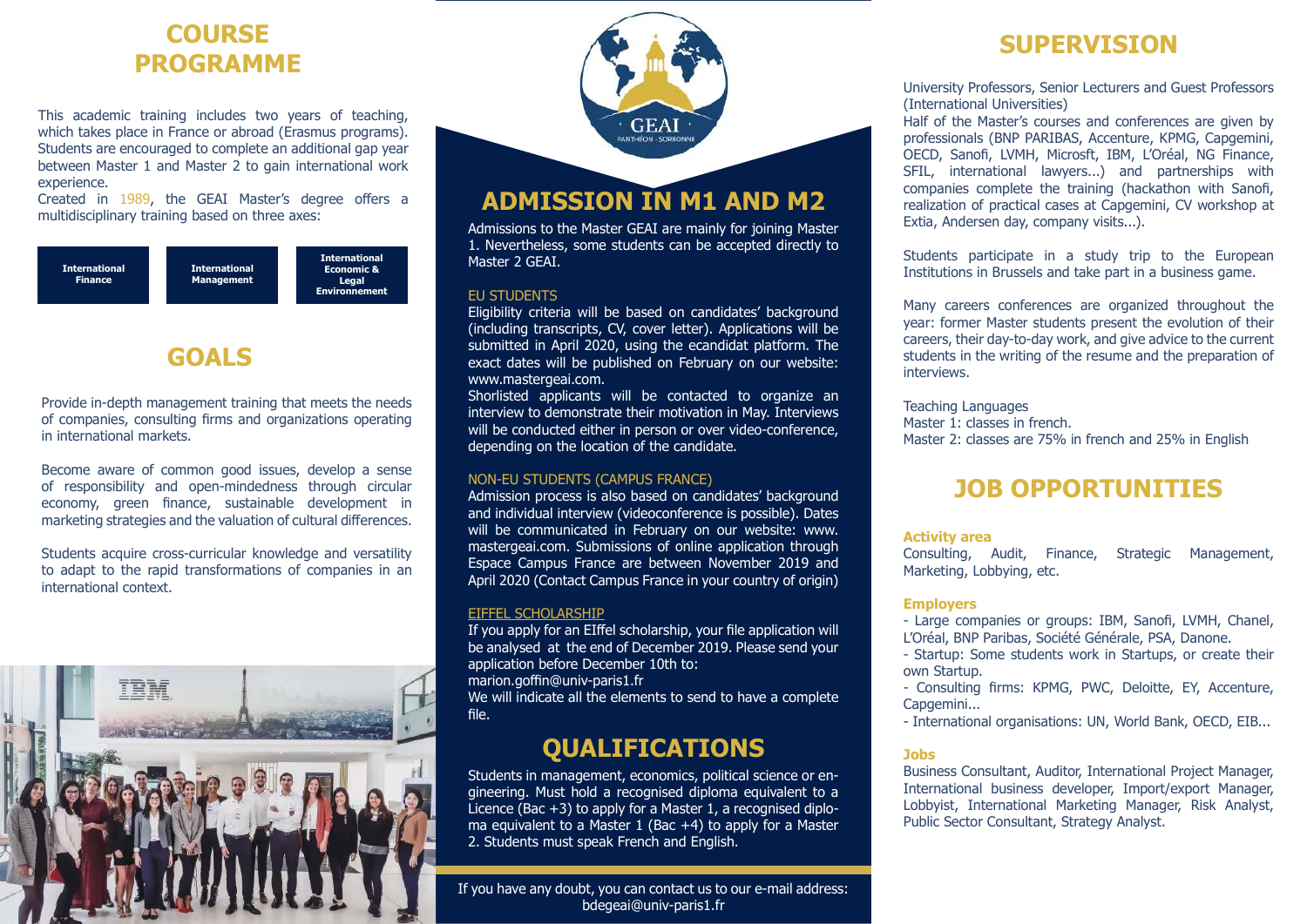# COURSE PROGRAMME

This academic training includes two years of teaching, which takes place in France or abroad (Erasmus programs). Students are encouraged to complete an additional gap year between Master 1 and Master 2 to gain international work experience.

Created in 1989, the GEAI Master's degree offers a multidisciplinary training based on three axes:

- **International Finance**
- **International Management**
- **International Economic & Legal Environnement**

# GOALS

Provide in-depth management training that meets the needs of companies, consulting firms and organizations operating in international markets.

Become aware of common good issues, develop a sense of responsibility and open-mindedness through circular economy, green finance, sustainable development in marketing strategies and the valuation of cultural differences.

Students acquire cross-curricular knowledge and versatility to adapt to the rapid transformations of companies in an international context.

# ADMISSION IN M1 AND M2

Admissions to the Master GEAI are mainly for joining Master 1. Nevertheless, some students can be accepted directly to Master 2 GEAI.

## EU STUDENTS

Eligibility criteria will be based on candidates' background (including transcripts, CV, cover letter). Applications will be submitted in April 2020, using the ecandidat platform. The exact dates will be published on February on our website: www.mastergeai.com.

Shorlisted applicants will be contacted to organize an interview to demonstrate their motivation in May. Interviews will be conducted either in person or over video-conference, depending on the location of the candidate.

## NON-EU STUDENTS (CAMPUS FRANCE)

Admission process is also based on candidates' background and individual interview (videoconference is possible). Dates will be communicated in February on our website: www.mastergeai.com. Submissions of online application through Espace Campus France are between November 2019 and April 2020 (Contact Campus France in your country of origin)

## EIFFEL SCHOLARSHIP

If you apply for an EIffel scholarship, your file application will be analysed at the end of December 2019. Please send your application before December 10th to:
marion.goffin@univ-paris1.fr
We will indicate all the elements to send to have a complete file.

# QUALIFICATIONS

Students in management, economics, political science or engineering. Must hold a recognised diploma equivalent to a Licence (Bac +3) to apply for a Master 1, a recognised diploma equivalent to a Master 1 (Bac +4) to apply for a Master 2. Students must speak French and English.

If you have any doubt, you can contact us to our e-mail address: bdegeai@univ-paris1.fr

# SUPERVISION

University Professors, Senior Lecturers and Guest Professors (International Universities)
Half of the Master's courses and conferences are given by professionals (BNP PARIBAS, Accenture, KPMG, Capgemini, OECD, Sanofi, LVMH, Microsft, IBM, L'Oréal, NG Finance, SFIL, international lawyers...) and partnerships with companies complete the training (hackathon with Sanofi, realization of practical cases at Capgemini, CV workshop at Extia, Andersen day, company visits...).

Students participate in a study trip to the European Institutions in Brussels and take part in a business game.

Many careers conferences are organized throughout the year: former Master students present the evolution of their careers, their day-to-day work, and give advice to the current students in the writing of the resume and the preparation of interviews.

Teaching Languages
Master 1: classes in french.
Master 2: classes are 75% in french and 25% in English

# JOB OPPORTUNITIES

**Activity area**
Consulting, Audit, Finance, Strategic Management, Marketing, Lobbying, etc.

**Employers**
- Large companies or groups: IBM, Sanofi, LVMH, Chanel, L'Oréal, BNP Paribas, Société Générale, PSA, Danone.
- Startup: Some students work in Startups, or create their own Startup.
- Consulting firms: KPMG, PWC, Deloitte, EY, Accenture, Capgemini...
- International organisations: UN, World Bank, OECD, EIB...

**Jobs**
Business Consultant, Auditor, International Project Manager, International business developer, Import/export Manager, Lobbyist, International Marketing Manager, Risk Analyst, Public Sector Consultant, Strategy Analyst.